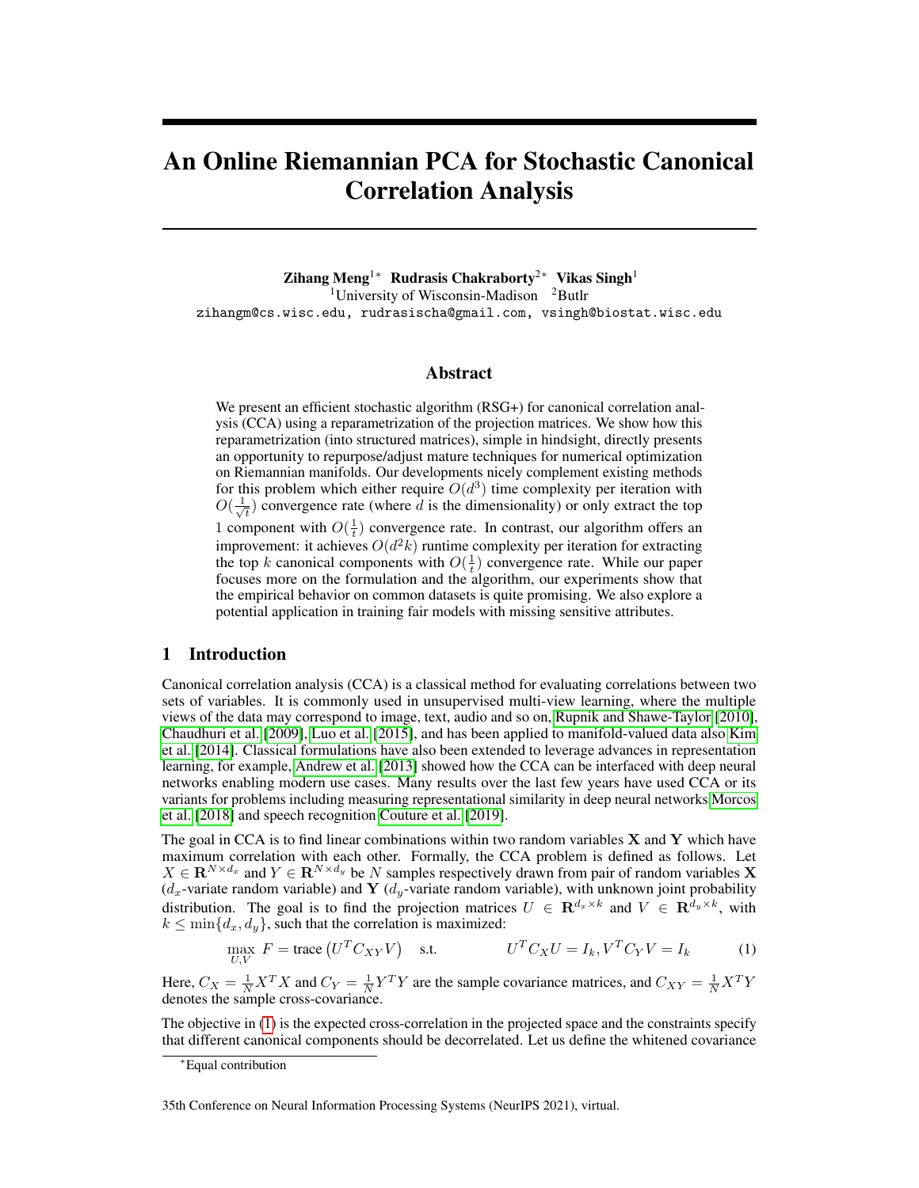# An Online Riemannian PCA for Stochastic Canonical Correlation Analysis

**Zihang Meng**[1*] **Rudrasis Chakraborty**[2*] **Vikas Singh**[1]

[1]University of Wisconsin-Madison [2]Butlr

zihangm@cs.wisc.edu, rudrasischa@gmail.com, vsingh@biostat.wisc.edu

## Abstract

We present an efficient stochastic algorithm (RSG+) for canonical correlation analysis (CCA) using a reparametrization of the projection matrices. We show how this reparametrization (into structured matrices), simple in hindsight, directly presents an opportunity to repurpose/adjust mature techniques for numerical optimization on Riemannian manifolds. Our developments nicely complement existing methods for this problem which either require $O(d^3)$ time complexity per iteration with $O(\frac{1}{\sqrt{t}})$ convergence rate (where $d$ is the dimensionality) or only extract the top 1 component with $O(\frac{1}{t})$ convergence rate. In contrast, our algorithm offers an improvement: it achieves $O(d^2k)$ runtime complexity per iteration for extracting the top $k$ canonical components with $O(\frac{1}{t})$ convergence rate. While our paper focuses more on the formulation and the algorithm, our experiments show that the empirical behavior on common datasets is quite promising. We also explore a potential application in training fair models with missing sensitive attributes.

## 1 Introduction

Canonical correlation analysis (CCA) is a classical method for evaluating correlations between two sets of variables. It is commonly used in unsupervised multi-view learning, where the multiple views of the data may correspond to image, text, audio and so on, Rupnik and Shawe-Taylor [2010], Chaudhuri et al. [2009], Luo et al. [2015], and has been applied to manifold-valued data also Kim et al. [2014]. Classical formulations have also been extended to leverage advances in representation learning, for example, Andrew et al. [2013] showed how the CCA can be interfaced with deep neural networks enabling modern use cases. Many results over the last few years have used CCA or its variants for problems including measuring representational similarity in deep neural networks Morcos et al. [2018] and speech recognition Couture et al. [2019].

The goal in CCA is to find linear combinations within two random variables $\mathbf{X}$ and $\mathbf{Y}$ which have maximum correlation with each other. Formally, the CCA problem is defined as follows. Let $X \in \mathbf{R}^{N\times d_x}$ and $Y \in \mathbf{R}^{N\times d_y}$ be $N$ samples respectively drawn from pair of random variables $\mathbf{X}$ ($d_x$-variate random variable) and $\mathbf{Y}$ ($d_y$-variate random variable), with unknown joint probability distribution. The goal is to find the projection matrices $U \in \mathbf{R}^{d_x\times k}$ and $V \in \mathbf{R}^{d_y\times k}$, with $k \leq \min\{d_x, d_y\}$, such that the correlation is maximized:

$$\max_{U,V} \; F = \text{trace}\left(U^T C_{XY} V\right) \quad \text{s.t.} \quad U^T C_X U = I_k, V^T C_Y V = I_k \tag{1}$$

Here, $C_X = \frac{1}{N}X^T X$ and $C_Y = \frac{1}{N}Y^T Y$ are the sample covariance matrices, and $C_{XY} = \frac{1}{N}X^T Y$ denotes the sample cross-covariance.

The objective in (1) is the expected cross-correlation in the projected space and the constraints specify that different canonical components should be decorrelated. Let us define the whitened covariance

*Equal contribution

35th Conference on Neural Information Processing Systems (NeurIPS 2021), virtual.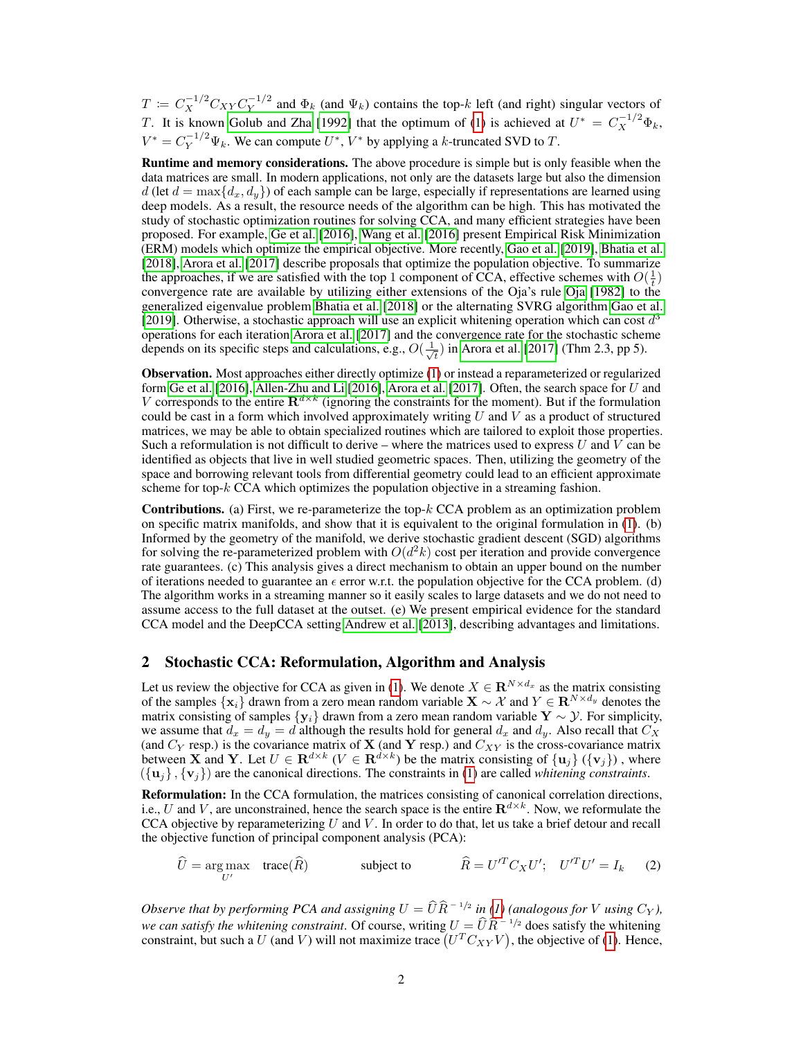$T \coloneqq C_X^{-1/2} C_{XY} C_Y^{-1/2}$ and $\Phi_k$ (and $\Psi_k$) contains the top-$k$ left (and right) singular vectors of $T$. It is known Golub and Zha [1992] that the optimum of (1) is achieved at $U^* = C_X^{-1/2}\Phi_k$, $V^* = C_Y^{-1/2}\Psi_k$. We can compute $U^*$, $V^*$ by applying a $k$-truncated SVD to $T$.

**Runtime and memory considerations.** The above procedure is simple but is only feasible when the data matrices are small. In modern applications, not only are the datasets large but also the dimension $d$ (let $d = \max\{d_x, d_y\}$) of each sample can be large, especially if representations are learned using deep models. As a result, the resource needs of the algorithm can be high. This has motivated the study of stochastic optimization routines for solving CCA, and many efficient strategies have been proposed. For example, Ge et al. [2016], Wang et al. [2016] present Empirical Risk Minimization (ERM) models which optimize the empirical objective. More recently, Gao et al. [2019], Bhatia et al. [2018], Arora et al. [2017] describe proposals that optimize the population objective. To summarize the approaches, if we are satisfied with the top 1 component of CCA, effective schemes with $O(\frac{1}{t})$ convergence rate are available by utilizing either extensions of the Oja's rule Oja [1982] to the generalized eigenvalue problem Bhatia et al. [2018] or the alternating SVRG algorithm Gao et al. [2019]. Otherwise, a stochastic approach will use an explicit whitening operation which can cost $d^3$ operations for each iteration Arora et al. [2017] and the convergence rate for the stochastic scheme depends on its specific steps and calculations, e.g., $O(\frac{1}{\sqrt{t}})$ in Arora et al. [2017] (Thm 2.3, pp 5).

**Observation.** Most approaches either directly optimize (1) or instead a reparameterized or regularized form Ge et al. [2016], Allen-Zhu and Li [2016], Arora et al. [2017]. Often, the search space for $U$ and $V$ corresponds to the entire $\mathbf{R}^{d\times k}$ (ignoring the constraints for the moment). But if the formulation could be cast in a form which involved approximately writing $U$ and $V$ as a product of structured matrices, we may be able to obtain specialized routines which are tailored to exploit those properties. Such a reformulation is not difficult to derive – where the matrices used to express $U$ and $V$ can be identified as objects that live in well studied geometric spaces. Then, utilizing the geometry of the space and borrowing relevant tools from differential geometry could lead to an efficient approximate scheme for top-$k$ CCA which optimizes the population objective in a streaming fashion.

**Contributions.** (a) First, we re-parameterize the top-$k$ CCA problem as an optimization problem on specific matrix manifolds, and show that it is equivalent to the original formulation in (1). (b) Informed by the geometry of the manifold, we derive stochastic gradient descent (SGD) algorithms for solving the re-parameterized problem with $O(d^2 k)$ cost per iteration and provide convergence rate guarantees. (c) This analysis gives a direct mechanism to obtain an upper bound on the number of iterations needed to guarantee an $\epsilon$ error w.r.t. the population objective for the CCA problem. (d) The algorithm works in a streaming manner so it easily scales to large datasets and we do not need to assume access to the full dataset at the outset. (e) We present empirical evidence for the standard CCA model and the DeepCCA setting Andrew et al. [2013], describing advantages and limitations.

## 2 Stochastic CCA: Reformulation, Algorithm and Analysis

Let us review the objective for CCA as given in (1). We denote $X \in \mathbf{R}^{N\times d_x}$ as the matrix consisting of the samples $\{\mathbf{x}_i\}$ drawn from a zero mean random variable $\mathbf{X} \sim \mathcal{X}$ and $Y \in \mathbf{R}^{N\times d_y}$ denotes the matrix consisting of samples $\{\mathbf{y}_i\}$ drawn from a zero mean random variable $\mathbf{Y} \sim \mathcal{Y}$. For simplicity, we assume that $d_x = d_y = d$ although the results hold for general $d_x$ and $d_y$. Also recall that $C_X$ (and $C_Y$ resp.) is the covariance matrix of $\mathbf{X}$ (and $\mathbf{Y}$ resp.) and $C_{XY}$ is the cross-covariance matrix between $\mathbf{X}$ and $\mathbf{Y}$. Let $U \in \mathbf{R}^{d\times k}$ ($V \in \mathbf{R}^{d\times k}$) be the matrix consisting of $\{\mathbf{u}_j\}$ ($\{\mathbf{v}_j\}$), where $(\{\mathbf{u}_j\}, \{\mathbf{v}_j\})$ are the canonical directions. The constraints in (1) are called *whitening constraints*.

**Reformulation:** In the CCA formulation, the matrices consisting of canonical correlation directions, i.e., $U$ and $V$, are unconstrained, hence the search space is the entire $\mathbf{R}^{d\times k}$. Now, we reformulate the CCA objective by reparameterizing $U$ and $V$. In order to do that, let us take a brief detour and recall the objective function of principal component analysis (PCA):

$$\widehat{U} = \underset{U'}{\arg\max} \quad \text{trace}(\widehat{R}) \qquad\qquad \text{subject to} \qquad\qquad \widehat{R} = U'^T C_X U'; \quad U'^T U' = I_k \qquad (2)$$

*Observe that by performing PCA and assigning $U = \widehat{U}\widehat{R}^{-1/2}$ in (1) (analogous for $V$ using $C_Y$), we can satisfy the whitening constraint.* Of course, writing $U = \widehat{U}\widehat{R}^{-1/2}$ does satisfy the whitening constraint, but such a $U$ (and $V$) will not maximize $\text{trace}\left(U^T C_{XY} V\right)$, the objective of (1). Hence,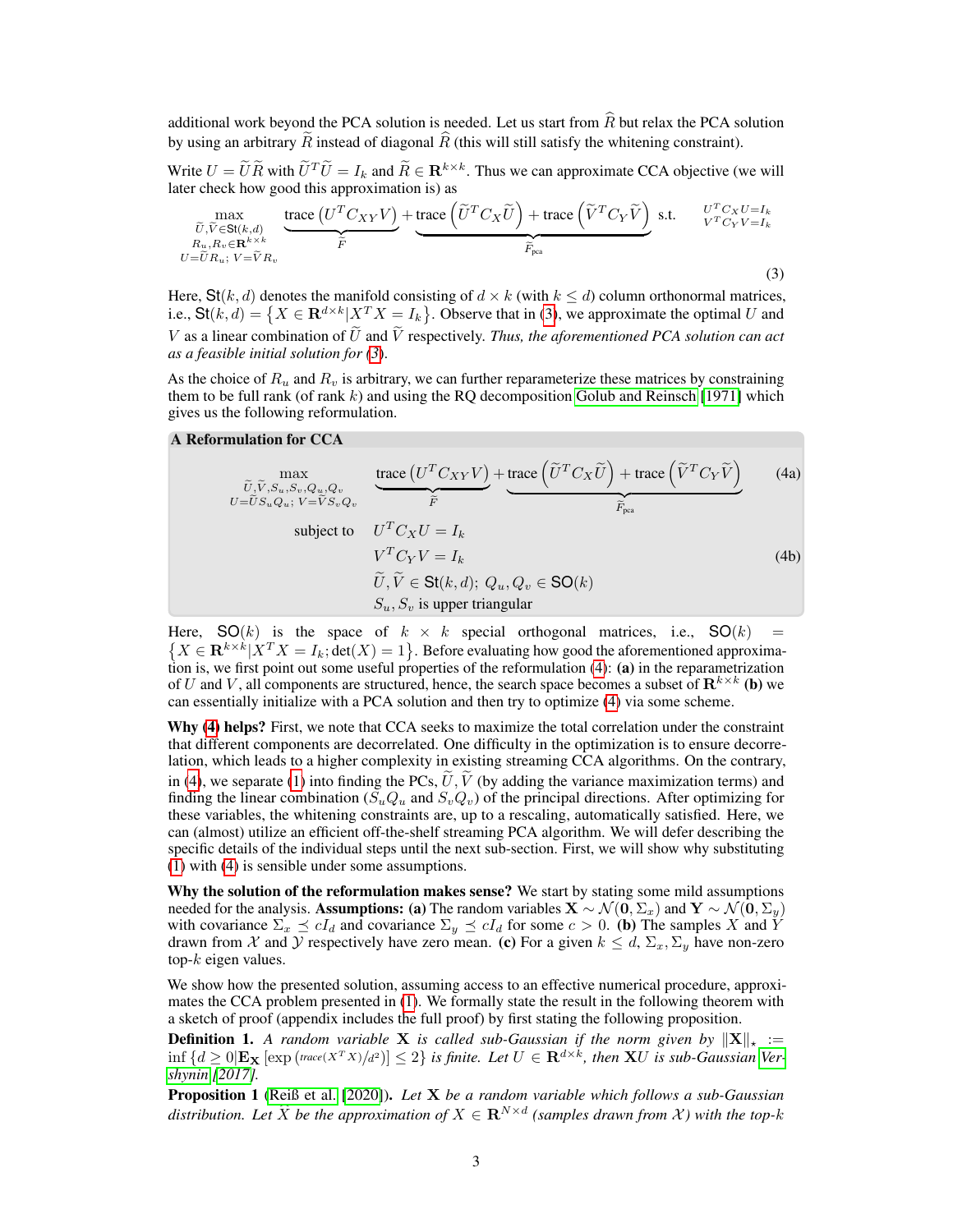additional work beyond the PCA solution is needed. Let us start from $\widehat{R}$ but relax the PCA solution by using an arbitrary $\widetilde{R}$ instead of diagonal $\widehat{R}$ (this will still satisfy the whitening constraint).

Write $U = \widetilde{U}\widetilde{R}$ with $\widetilde{U}^T\widetilde{U} = I_k$ and $\widetilde{R} \in \mathbf{R}^{k\times k}$. Thus we can approximate CCA objective (we will later check how good this approximation is) as

$$\max_{\substack{\widetilde{U},\widetilde{V}\in \mathsf{St}(k,d)\\ R_u,R_v\in\mathbf{R}^{k\times k}\\ U=\widetilde{U}R_u;\ V=\widetilde{V}R_v}} \underbrace{\text{trace}\left(U^T C_{XY} V\right)}_{\widetilde{F}} + \underbrace{\text{trace}\left(\widetilde{U}^T C_X \widetilde{U}\right) + \text{trace}\left(\widetilde{V}^T C_Y \widetilde{V}\right)}_{\widetilde{F}_{\text{pca}}} \quad \text{s.t.} \quad \substack{U^T C_X U = I_k\\ V^T C_Y V = I_k} \tag{3}$$

Here, $\mathsf{St}(k, d)$ denotes the manifold consisting of $d \times k$ (with $k \leq d$) column orthonormal matrices, i.e., $\mathsf{St}(k, d) = \left\{X \in \mathbf{R}^{d\times k} | X^T X = I_k\right\}$. Observe that in (3), we approximate the optimal $U$ and $V$ as a linear combination of $\widetilde{U}$ and $\widetilde{V}$ respectively. *Thus, the aforementioned PCA solution can act as a feasible initial solution for (3).*

As the choice of $R_u$ and $R_v$ is arbitrary, we can further reparameterize these matrices by constraining them to be full rank (of rank $k$) and using the RQ decomposition Golub and Reinsch [1971] which gives us the following reformulation.

**A Reformulation for CCA**

$$\max_{\substack{\widetilde{U},\widetilde{V},S_u,S_v,Q_u,Q_v\\ U=\widetilde{U}S_uQ_u;\ V=\widetilde{V}S_vQ_v}} \underbrace{\text{trace}\left(U^T C_{XY} V\right)}_{\widetilde{F}} + \underbrace{\text{trace}\left(\widetilde{U}^T C_X \widetilde{U}\right) + \text{trace}\left(\widetilde{V}^T C_Y \widetilde{V}\right)}_{\widetilde{F}_{\text{pca}}} \tag{4a}$$

$$\begin{aligned} \text{subject to} \quad & U^T C_X U = I_k \\ & V^T C_Y V = I_k \\ & \widetilde{U},\widetilde{V} \in \mathsf{St}(k,d);\ Q_u, Q_v \in \mathsf{SO}(k) \\ & S_u, S_v \text{ is upper triangular} \end{aligned} \tag{4b}$$

Here, $\mathsf{SO}(k)$ is the space of $k \times k$ special orthogonal matrices, i.e., $\mathsf{SO}(k) = \left\{X \in \mathbf{R}^{k\times k} | X^T X = I_k; \det(X) = 1\right\}$. Before evaluating how good the aforementioned approximation is, we first point out some useful properties of the reformulation (4): **(a)** in the reparametrization of $U$ and $V$, all components are structured, hence, the search space becomes a subset of $\mathbf{R}^{k\times k}$ **(b)** we can essentially initialize with a PCA solution and then try to optimize (4) via some scheme.

**Why (4) helps?** First, we note that CCA seeks to maximize the total correlation under the constraint that different components are decorrelated. One difficulty in the optimization is to ensure decorrelation, which leads to a higher complexity in existing streaming CCA algorithms. On the contrary, in (4), we separate (1) into finding the PCs, $\widetilde{U}, \widetilde{V}$ (by adding the variance maximization terms) and finding the linear combination ($S_u Q_u$ and $S_v Q_v$) of the principal directions. After optimizing for these variables, the whitening constraints are, up to a rescaling, automatically satisfied. Here, we can (almost) utilize an efficient off-the-shelf streaming PCA algorithm. We will defer describing the specific details of the individual steps until the next sub-section. First, we will show why substituting (1) with (4) is sensible under some assumptions.

**Why the solution of the reformulation makes sense?** We start by stating some mild assumptions needed for the analysis. **Assumptions: (a)** The random variables $\mathbf{X} \sim \mathcal{N}(\mathbf{0}, \Sigma_x)$ and $\mathbf{Y} \sim \mathcal{N}(\mathbf{0}, \Sigma_y)$ with covariance $\Sigma_x \preceq cI_d$ and covariance $\Sigma_y \preceq cI_d$ for some $c > 0$. **(b)** The samples $X$ and $Y$ drawn from $\mathcal{X}$ and $\mathcal{Y}$ respectively have zero mean. **(c)** For a given $k \leq d$, $\Sigma_x, \Sigma_y$ have non-zero top-$k$ eigen values.

We show how the presented solution, assuming access to an effective numerical procedure, approximates the CCA problem presented in (1). We formally state the result in the following theorem with a sketch of proof (appendix includes the full proof) by first stating the following proposition.

**Definition 1.** *A random variable $\mathbf{X}$ is called sub-Gaussian if the norm given by $\|\mathbf{X}\|_\star := \inf\left\{d \geq 0 | \mathbf{E_X}\left[\exp\left(\text{trace}(X^T X)/d^2\right)\right] \leq 2\right\}$ is finite. Let $U \in \mathbf{R}^{d\times k}$, then $\mathbf{X}U$ is sub-Gaussian Vershynin [2017].*

**Proposition 1** (Reiß et al. [2020]). *Let $\mathbf{X}$ be a random variable which follows a sub-Gaussian distribution. Let $\widehat{X}$ be the approximation of $X \in \mathbf{R}^{N\times d}$ (samples drawn from $\mathcal{X}$) with the top-$k$*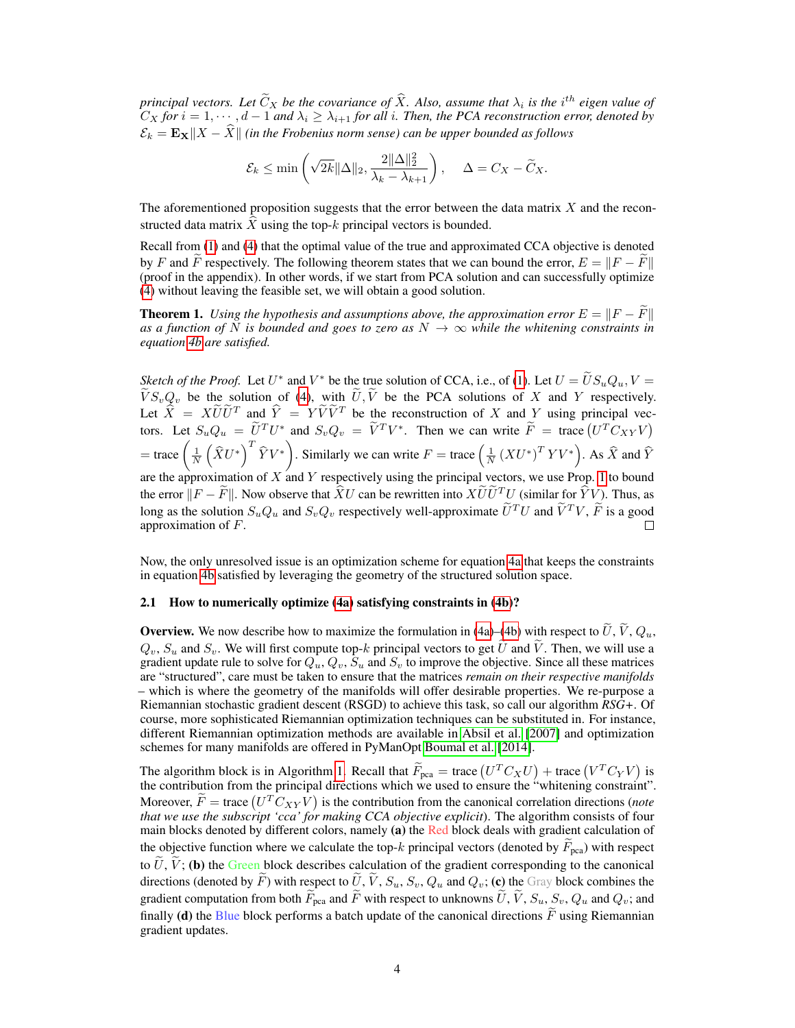*principal vectors. Let $\widehat{C}_X$ be the covariance of $\widehat{X}$. Also, assume that $\lambda_i$ is the $i^{th}$ eigen value of $C_X$ for $i = 1, \cdots, d-1$ and $\lambda_i \geq \lambda_{i+1}$ for all $i$. Then, the PCA reconstruction error, denoted by $\mathcal{E}_k = \mathbf{E}_\mathbf{X}\|X - \widehat{X}\|$ (in the Frobenius norm sense) can be upper bounded as follows*

$$\mathcal{E}_k \leq \min\left(\sqrt{2k}\|\Delta\|_2, \frac{2\|\Delta\|_2^2}{\lambda_k - \lambda_{k+1}}\right), \quad \Delta = C_X - \widetilde{C}_X.$$

The aforementioned proposition suggests that the error between the data matrix $X$ and the reconstructed data matrix $\widehat{X}$ using the top-$k$ principal vectors is bounded.

Recall from (1) and (4) that the optimal value of the true and approximated CCA objective is denoted by $F$ and $\widetilde{F}$ respectively. The following theorem states that we can bound the error, $E = \|F - \widetilde{F}\|$ (proof in the appendix). In other words, if we start from PCA solution and can successfully optimize (4) without leaving the feasible set, we will obtain a good solution.

**Theorem 1.** *Using the hypothesis and assumptions above, the approximation error $E = \|F - \widetilde{F}\|$ as a function of $N$ is bounded and goes to zero as $N \to \infty$ while the whitening constraints in equation 4b are satisfied.*

*Sketch of the Proof.* Let $U^*$ and $V^*$ be the true solution of CCA, i.e., of (1). Let $U = \widetilde{U}S_uQ_u, V = \widetilde{V}S_vQ_v$ be the solution of (4), with $\widetilde{U}, \widetilde{V}$ be the PCA solutions of $X$ and $Y$ respectively. Let $\widehat{X} = X\widetilde{U}\widetilde{U}^T$ and $\widehat{Y} = Y\widetilde{V}\widetilde{V}^T$ be the reconstruction of $X$ and $Y$ using principal vectors. Let $S_uQ_u = \widetilde{U}^TU^*$ and $S_vQ_v = \widetilde{V}^TV^*$. Then we can write $\widetilde{F} = \text{trace}\left(U^TC_{XY}V\right)$ $= \text{trace}\left(\frac{1}{N}\left(\widehat{X}U^*\right)^T\widehat{Y}V^*\right)$. Similarly we can write $F = \text{trace}\left(\frac{1}{N}\left(XU^*\right)^TYV^*\right)$. As $\widehat{X}$ and $\widehat{Y}$ are the approximation of $X$ and $Y$ respectively using the principal vectors, we use Prop. 1 to bound the error $\|F - \widetilde{F}\|$. Now observe that $\widehat{X}U$ can be rewritten into $X\widetilde{U}\widetilde{U}^TU$ (similar for $\widehat{Y}V$). Thus, as long as the solution $S_uQ_u$ and $S_vQ_v$ respectively well-approximate $\widetilde{U}^TU$ and $\widetilde{V}^TV$, $\widetilde{F}$ is a good approximation of $F$. □

Now, the only unresolved issue is an optimization scheme for equation 4a that keeps the constraints in equation 4b satisfied by leveraging the geometry of the structured solution space.

### 2.1 How to numerically optimize (4a) satisfying constraints in (4b)?

**Overview.** We now describe how to maximize the formulation in (4a)–(4b) with respect to $\widetilde{U}$, $\widetilde{V}$, $Q_u$, $Q_v$, $S_u$ and $S_v$. We will first compute top-$k$ principal vectors to get $\widetilde{U}$ and $\widetilde{V}$. Then, we will use a gradient update rule to solve for $Q_u$, $Q_v$, $S_u$ and $S_v$ to improve the objective. Since all these matrices are "structured", care must be taken to ensure that the matrices *remain on their respective manifolds* – which is where the geometry of the manifolds will offer desirable properties. We re-purpose a Riemannian stochastic gradient descent (RSGD) to achieve this task, so call our algorithm *RSG+*. Of course, more sophisticated Riemannian optimization techniques can be substituted in. For instance, different Riemannian optimization methods are available in Absil et al. [2007] and optimization schemes for many manifolds are offered in PyManOpt Boumal et al. [2014].

The algorithm block is in Algorithm 1. Recall that $\widetilde{F}_{\text{pca}} = \text{trace}\left(U^TC_XU\right) + \text{trace}\left(V^TC_YV\right)$ is the contribution from the principal directions which we used to ensure the "whitening constraint". Moreover, $\widetilde{F} = \text{trace}\left(U^TC_{XY}V\right)$ is the contribution from the canonical correlation directions (*note that we use the subscript 'cca' for making CCA objective explicit*). The algorithm consists of four main blocks denoted by different colors, namely **(a)** the Red block deals with gradient calculation of the objective function where we calculate the top-$k$ principal vectors (denoted by $\widetilde{F}_{\text{pca}}$) with respect to $\widetilde{U}$, $\widetilde{V}$; **(b)** the Green block describes calculation of the gradient corresponding to the canonical directions (denoted by $\widetilde{F}$) with respect to $\widetilde{U}$, $\widetilde{V}$, $S_u$, $S_v$, $Q_u$ and $Q_v$; **(c)** the Gray block combines the gradient computation from both $\widetilde{F}_{\text{pca}}$ and $\widetilde{F}$ with respect to unknowns $\widetilde{U}$, $\widetilde{V}$, $S_u$, $S_v$, $Q_u$ and $Q_v$; and finally **(d)** the Blue block performs a batch update of the canonical directions $\widetilde{F}$ using Riemannian gradient updates.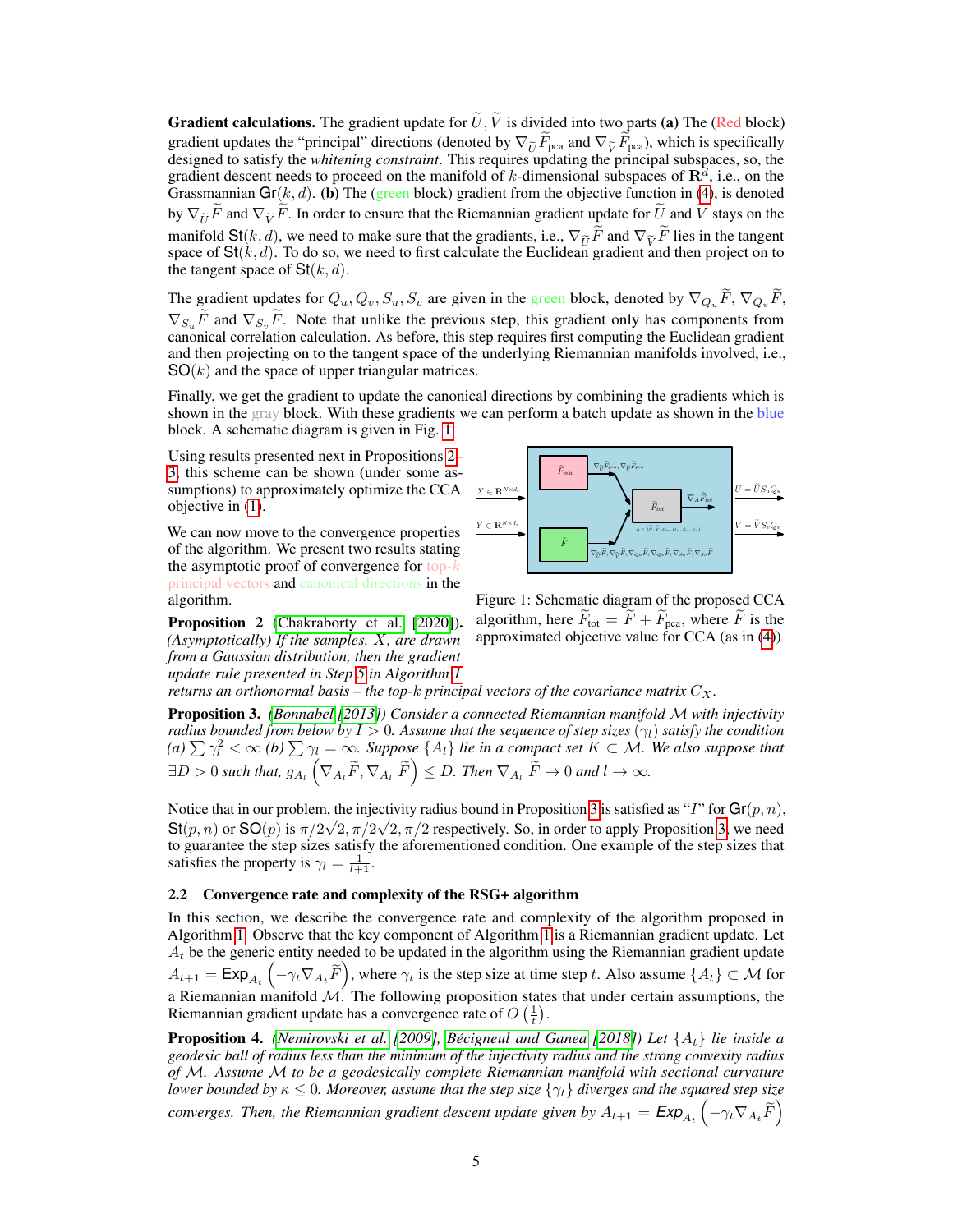**Gradient calculations.** The gradient update for $\widetilde{U}, \widetilde{V}$ is divided into two parts **(a)** The (Red block) gradient updates the "principal" directions (denoted by $\nabla_{\widetilde{U}} \widetilde{F}_{\text{pca}}$ and $\nabla_{\widetilde{V}} \widetilde{F}_{\text{pca}}$), which is specifically designed to satisfy the *whitening constraint*. This requires updating the principal subspaces, so, the gradient descent needs to proceed on the manifold of $k$-dimensional subspaces of $\mathbf{R}^d$, i.e., on the Grassmannian $\mathsf{Gr}(k, d)$. **(b)** The (green block) gradient from the objective function in (4), is denoted by $\nabla_{\widetilde{U}} \widetilde{F}$ and $\nabla_{\widetilde{V}} \widetilde{F}$. In order to ensure that the Riemannian gradient update for $\widetilde{U}$ and $\widetilde{V}$ stays on the manifold $\mathsf{St}(k, d)$, we need to make sure that the gradients, i.e., $\nabla_{\widetilde{U}} \widetilde{F}$ and $\nabla_{\widetilde{V}} \widetilde{F}$ lies in the tangent space of $\mathsf{St}(k, d)$. To do so, we need to first calculate the Euclidean gradient and then project on to the tangent space of $\mathsf{St}(k, d)$.

The gradient updates for $Q_u, Q_v, S_u, S_v$ are given in the green block, denoted by $\nabla_{Q_u} \widetilde{F}$, $\nabla_{Q_v} \widetilde{F}$, $\nabla_{S_u} \widetilde{F}$ and $\nabla_{S_v} \widetilde{F}$. Note that unlike the previous step, this gradient only has components from canonical correlation calculation. As before, this step requires first computing the Euclidean gradient and then projecting on to the tangent space of the underlying Riemannian manifolds involved, i.e., $\mathsf{SO}(k)$ and the space of upper triangular matrices.

Finally, we get the gradient to update the canonical directions by combining the gradients which is shown in the gray block. With these gradients we can perform a batch update as shown in the blue block. A schematic diagram is given in Fig. 1.

Using results presented next in Propositions 2–3, this scheme can be shown (under some assumptions) to approximately optimize the CCA objective in (1).

We can now move to the convergence properties of the algorithm. We present two results stating the asymptotic proof of convergence for top-$k$ principal vectors and canonical directions in the algorithm.

Figure 1: Schematic diagram of the proposed CCA algorithm, here $\widetilde{F}_{\text{tot}} = \widetilde{F} + \widetilde{F}_{\text{pca}}$, where $\widetilde{F}$ is the approximated objective value for CCA (as in (4))

**Proposition 2** (Chakraborty et al. [2020]). *(Asymptotically) If the samples, $X$, are drawn from a Gaussian distribution, then the gradient update rule presented in Step 5 in Algorithm 1 returns an orthonormal basis – the top-$k$ principal vectors of the covariance matrix $C_X$.*

**Proposition 3.** *(Bonnabel [2013]) Consider a connected Riemannian manifold $\mathcal{M}$ with injectivity radius bounded from below by $I > 0$. Assume that the sequence of step sizes $(\gamma_l)$ satisfy the condition (a) $\sum \gamma_l^2 < \infty$ (b) $\sum \gamma_l = \infty$. Suppose $\{A_l\}$ lie in a compact set $K \subset \mathcal{M}$. We also suppose that $\exists D > 0$ such that, $g_{A_l}\left(\nabla_{A_l} \widetilde{F}, \nabla_{A_l} \widetilde{F}\right) \leq D$. Then $\nabla_{A_l} \widetilde{F} \to 0$ and $l \to \infty$.*

Notice that in our problem, the injectivity radius bound in Proposition 3 is satisfied as "$I$" for $\mathsf{Gr}(p, n)$, $\mathsf{St}(p, n)$ or $\mathsf{SO}(p)$ is $\pi/2\sqrt{2}, \pi/2\sqrt{2}, \pi/2$ respectively. So, in order to apply Proposition 3, we need to guarantee the step sizes satisfy the aforementioned condition. One example of the step sizes that satisfies the property is $\gamma_l = \frac{1}{l+1}$.

## 2.2 Convergence rate and complexity of the RSG+ algorithm

In this section, we describe the convergence rate and complexity of the algorithm proposed in Algorithm 1. Observe that the key component of Algorithm 1 is a Riemannian gradient update. Let $A_t$ be the generic entity needed to be updated in the algorithm using the Riemannian gradient update $A_{t+1} = \mathsf{Exp}_{A_t}\left(-\gamma_t \nabla_{A_t} \widetilde{F}\right)$, where $\gamma_t$ is the step size at time step $t$. Also assume $\{A_t\} \subset \mathcal{M}$ for a Riemannian manifold $\mathcal{M}$. The following proposition states that under certain assumptions, the Riemannian gradient update has a convergence rate of $O\left(\frac{1}{t}\right)$.

**Proposition 4.** *(Nemirovski et al. [2009], Bécigneul and Ganea [2018]) Let $\{A_t\}$ lie inside a geodesic ball of radius less than the minimum of the injectivity radius and the strong convexity radius of $\mathcal{M}$. Assume $\mathcal{M}$ to be a geodesically complete Riemannian manifold with sectional curvature lower bounded by $\kappa \leq 0$. Moreover, assume that the step size $\{\gamma_t\}$ diverges and the squared step size converges. Then, the Riemannian gradient descent update given by $A_{t+1} = \mathsf{Exp}_{A_t}\left(-\gamma_t \nabla_{A_t} \widetilde{F}\right)$*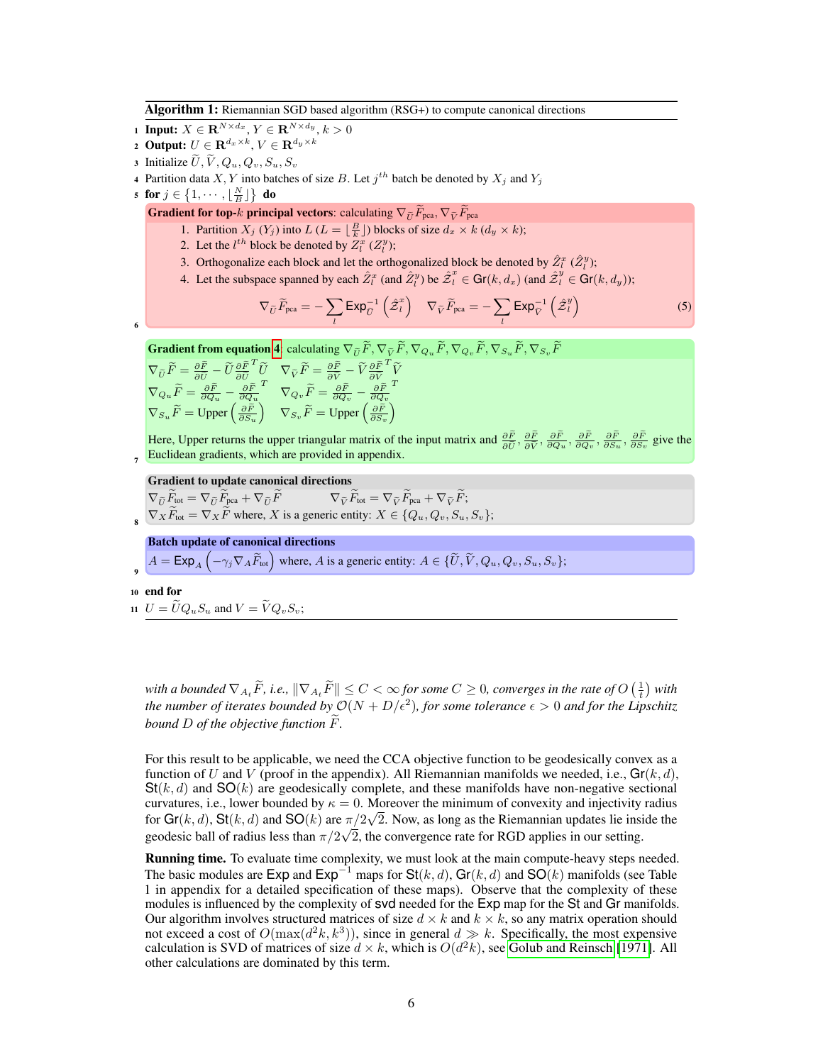**Algorithm 1:** Riemannian SGD based algorithm (RSG+) to compute canonical directions

1. **Input:** $X \in \mathbf{R}^{N \times d_x}$, $Y \in \mathbf{R}^{N \times d_y}$, $k > 0$
2. **Output:** $U \in \mathbf{R}^{d_x \times k}$, $V \in \mathbf{R}^{d_y \times k}$
3. Initialize $\widetilde{U}, \widetilde{V}, Q_u, Q_v, S_u, S_v$
4. Partition data $X, Y$ into batches of size $B$. Let $j^{th}$ batch be denoted by $X_j$ and $Y_j$
5. **for** $j \in \left\{1, \cdots, \lfloor \frac{N}{B} \rfloor\right\}$ **do**
6. **Gradient for top-$k$ principal vectors**: calculating $\nabla_{\widetilde{U}} \widetilde{F}_{\text{pca}}, \nabla_{\widetilde{V}} \widetilde{F}_{\text{pca}}$
   1. Partition $X_j$ ($Y_j$) into $L$ ($L = \lfloor \frac{B}{k} \rfloor$) blocks of size $d_x \times k$ ($d_y \times k$);
   2. Let the $l^{th}$ block be denoted by $Z_l^x$ ($Z_l^y$);
   3. Orthogonalize each block and let the orthogonalized block be denoted by $\hat{Z}_l^x$ ($\hat{Z}_l^y$);
   4. Let the subspace spanned by each $\hat{Z}_l^x$ (and $\hat{Z}_l^y$) be $\hat{\mathcal{Z}}_l^x \in \mathsf{Gr}(k, d_x)$ (and $\hat{\mathcal{Z}}_l^y \in \mathsf{Gr}(k, d_y)$);

$$\nabla_{\widetilde{U}} \widetilde{F}_{\text{pca}} = -\sum_l \mathsf{Exp}_{\widetilde{U}}^{-1}\left(\hat{\mathcal{Z}}_l^x\right) \quad \nabla_{\widetilde{V}} \widetilde{F}_{\text{pca}} = -\sum_l \mathsf{Exp}_{\widetilde{V}}^{-1}\left(\hat{\mathcal{Z}}_l^y\right) \tag{5}$$

7. **Gradient from equation 4**: calculating $\nabla_{\widetilde{U}} \widetilde{F}, \nabla_{\widetilde{V}} \widetilde{F}, \nabla_{Q_u} \widetilde{F}, \nabla_{Q_v} \widetilde{F}, \nabla_{S_u} \widetilde{F}, \nabla_{S_v} \widetilde{F}$

$$\nabla_{\widetilde{U}} \widetilde{F} = \frac{\partial \widetilde{F}}{\partial \widetilde{U}} - \widetilde{U} \frac{\partial \widetilde{F}}{\partial \widetilde{U}}^T \widetilde{U} \quad \nabla_{\widetilde{V}} \widetilde{F} = \frac{\partial \widetilde{F}}{\partial \widetilde{V}} - \widetilde{V} \frac{\partial \widetilde{F}}{\partial \widetilde{V}}^T \widetilde{V}$$
$$\nabla_{Q_u} \widetilde{F} = \frac{\partial \widetilde{F}}{\partial Q_u} - \frac{\partial \widetilde{F}}{\partial Q_u}^T \quad \nabla_{Q_v} \widetilde{F} = \frac{\partial \widetilde{F}}{\partial Q_v} - \frac{\partial \widetilde{F}}{\partial Q_v}^T$$
$$\nabla_{S_u} \widetilde{F} = \text{Upper}\left(\frac{\partial \widetilde{F}}{\partial S_u}\right) \quad \nabla_{S_v} \widetilde{F} = \text{Upper}\left(\frac{\partial \widetilde{F}}{\partial S_v}\right)$$

   Here, Upper returns the upper triangular matrix of the input matrix and $\frac{\partial \widetilde{F}}{\partial \widetilde{U}}, \frac{\partial \widetilde{F}}{\partial \widetilde{V}}, \frac{\partial \widetilde{F}}{\partial Q_u}, \frac{\partial \widetilde{F}}{\partial Q_v}, \frac{\partial \widetilde{F}}{\partial S_u}, \frac{\partial \widetilde{F}}{\partial S_v}$ give the Euclidean gradients, which are provided in appendix.

8. **Gradient to update canonical directions**

$$\nabla_{\widetilde{U}} \widetilde{F}_{\text{tot}} = \nabla_{\widetilde{U}} \widetilde{F}_{\text{pca}} + \nabla_{\widetilde{U}} \widetilde{F} \qquad \nabla_{\widetilde{V}} \widetilde{F}_{\text{tot}} = \nabla_{\widetilde{V}} \widetilde{F}_{\text{pca}} + \nabla_{\widetilde{V}} \widetilde{F};$$
$\nabla_X \widetilde{F}_{\text{tot}} = \nabla_X \widetilde{F}$ where, $X$ is a generic entity: $X \in \{Q_u, Q_v, S_u, S_v\}$;

9. **Batch update of canonical directions**

$A = \mathsf{Exp}_A\left(-\gamma_j \nabla_A \widetilde{F}_{\text{tot}}\right)$ where, $A$ is a generic entity: $A \in \{\widetilde{U}, \widetilde{V}, Q_u, Q_v, S_u, S_v\}$;

10. **end for**
11. $U = \widetilde{U} Q_u S_u$ and $V = \widetilde{V} Q_v S_v$;

*with a bounded $\nabla_{A_t} \widetilde{F}$, i.e., $\|\nabla_{A_t} \widetilde{F}\| \leq C < \infty$ for some $C \geq 0$, converges in the rate of $O\left(\frac{1}{t}\right)$ with the number of iterates bounded by $\mathcal{O}(N + D/\epsilon^2)$, for some tolerance $\epsilon > 0$ and for the Lipschitz bound $D$ of the objective function $\widetilde{F}$.*

For this result to be applicable, we need the CCA objective function to be geodesically convex as a function of $U$ and $V$ (proof in the appendix). All Riemannian manifolds we needed, i.e., $\mathsf{Gr}(k, d)$, $\mathsf{St}(k, d)$ and $\mathsf{SO}(k)$ are geodesically complete, and these manifolds have non-negative sectional curvatures, i.e., lower bounded by $\kappa = 0$. Moreover the minimum of convexity and injectivity radius for $\mathsf{Gr}(k, d)$, $\mathsf{St}(k, d)$ and $\mathsf{SO}(k)$ are $\pi/2\sqrt{2}$. Now, as long as the Riemannian updates lie inside the geodesic ball of radius less than $\pi/2\sqrt{2}$, the convergence rate for RGD applies in our setting.

**Running time.** To evaluate time complexity, we must look at the main compute-heavy steps needed. The basic modules are $\mathsf{Exp}$ and $\mathsf{Exp}^{-1}$ maps for $\mathsf{St}(k, d)$, $\mathsf{Gr}(k, d)$ and $\mathsf{SO}(k)$ manifolds (see Table 1 in appendix for a detailed specification of these maps). Observe that the complexity of these modules is influenced by the complexity of $\mathsf{svd}$ needed for the $\mathsf{Exp}$ map for the $\mathsf{St}$ and $\mathsf{Gr}$ manifolds. Our algorithm involves structured matrices of size $d \times k$ and $k \times k$, so any matrix operation should not exceed a cost of $O(\max(d^2k, k^3))$, since in general $d \gg k$. Specifically, the most expensive calculation is SVD of matrices of size $d \times k$, which is $O(d^2k)$, see Golub and Reinsch [1971]. All other calculations are dominated by this term.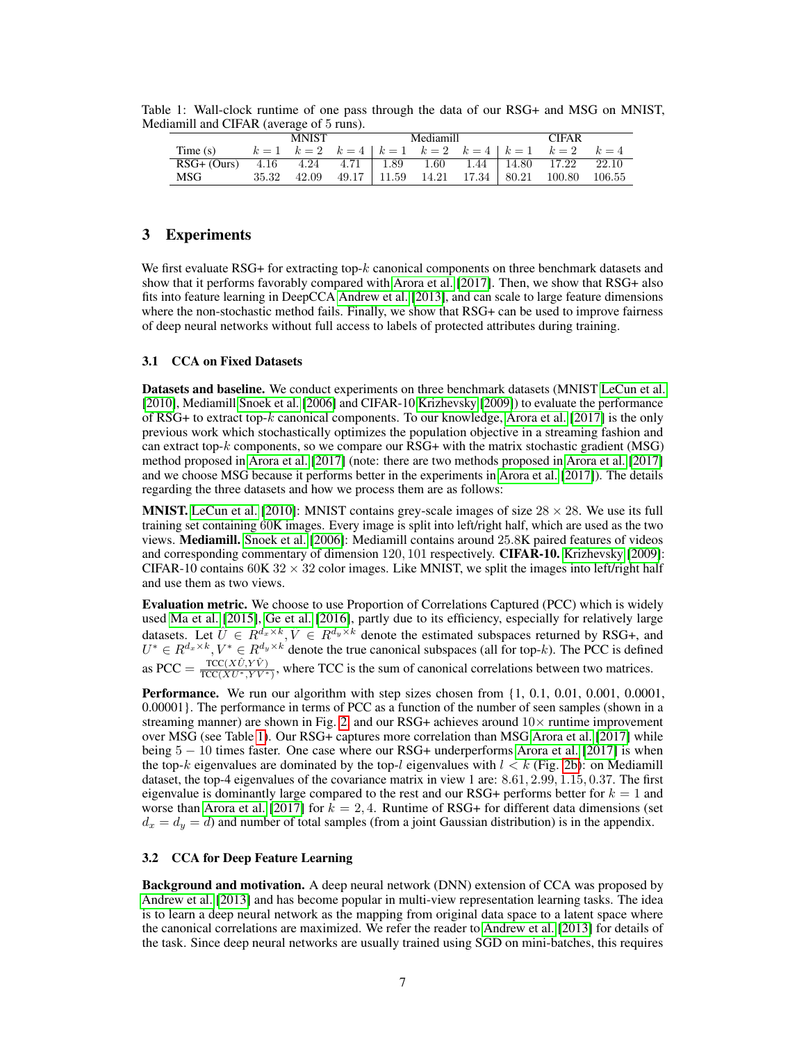Table 1: Wall-clock runtime of one pass through the data of our RSG+ and MSG on MNIST, Mediamill and CIFAR (average of 5 runs).

| | MNIST | | | Mediamill | | | CIFAR | | |
|---|---|---|---|---|---|---|---|---|---|
| Time (s) | $k = 1$ | $k = 2$ | $k = 4$ | $k = 1$ | $k = 2$ | $k = 4$ | $k = 1$ | $k = 2$ | $k = 4$ |
| RSG+ (Ours) | 4.16 | 4.24 | 4.71 | 1.89 | 1.60 | 1.44 | 14.80 | 17.22 | 22.10 |
| MSG | 35.32 | 42.09 | 49.17 | 11.59 | 14.21 | 17.34 | 80.21 | 100.80 | 106.55 |

# 3 Experiments

We first evaluate RSG+ for extracting top-$k$ canonical components on three benchmark datasets and show that it performs favorably compared with Arora et al. [2017]. Then, we show that RSG+ also fits into feature learning in DeepCCA Andrew et al. [2013], and can scale to large feature dimensions where the non-stochastic method fails. Finally, we show that RSG+ can be used to improve fairness of deep neural networks without full access to labels of protected attributes during training.

## 3.1 CCA on Fixed Datasets

**Datasets and baseline.** We conduct experiments on three benchmark datasets (MNIST LeCun et al. [2010], Mediamill Snoek et al. [2006] and CIFAR-10 Krizhevsky [2009]) to evaluate the performance of RSG+ to extract top-$k$ canonical components. To our knowledge, Arora et al. [2017] is the only previous work which stochastically optimizes the population objective in a streaming fashion and can extract top-$k$ components, so we compare our RSG+ with the matrix stochastic gradient (MSG) method proposed in Arora et al. [2017] (note: there are two methods proposed in Arora et al. [2017] and we choose MSG because it performs better in the experiments in Arora et al. [2017]). The details regarding the three datasets and how we process them are as follows:

**MNIST.** LeCun et al. [2010]: MNIST contains grey-scale images of size $28 \times 28$. We use its full training set containing 60K images. Every image is split into left/right half, which are used as the two views. **Mediamill.** Snoek et al. [2006]: Mediamill contains around 25.8K paired features of videos and corresponding commentary of dimension $120, 101$ respectively. **CIFAR-10.** Krizhevsky [2009]: CIFAR-10 contains 60K $32 \times 32$ color images. Like MNIST, we split the images into left/right half and use them as two views.

**Evaluation metric.** We choose to use Proportion of Correlations Captured (PCC) which is widely used Ma et al. [2015], Ge et al. [2016], partly due to its efficiency, especially for relatively large datasets. Let $\hat{U} \in R^{d_x \times k}, \hat{V} \in R^{d_y \times k}$ denote the estimated subspaces returned by RSG+, and $U^* \in R^{d_x \times k}, V^* \in R^{d_y \times k}$ denote the true canonical subspaces (all for top-$k$). The PCC is defined as $\text{PCC} = \frac{\text{TCC}(X\hat{U}, Y\hat{V})}{\text{TCC}(XU^*, YV^*)}$, where TCC is the sum of canonical correlations between two matrices.

**Performance.** We run our algorithm with step sizes chosen from {1, 0.1, 0.01, 0.001, 0.0001, 0.00001}. The performance in terms of PCC as a function of the number of seen samples (shown in a streaming manner) are shown in Fig. 2, and our RSG+ achieves around $10\times$ runtime improvement over MSG (see Table 1). Our RSG+ captures more correlation than MSG Arora et al. [2017] while being $5 - 10$ times faster. One case where our RSG+ underperforms Arora et al. [2017] is when the top-$k$ eigenvalues are dominated by the top-$l$ eigenvalues with $l < k$ (Fig. 2b): on Mediamill dataset, the top-4 eigenvalues of the covariance matrix in view 1 are: $8.61, 2.99, 1.15, 0.37$. The first eigenvalue is dominantly large compared to the rest and our RSG+ performs better for $k = 1$ and worse than Arora et al. [2017] for $k = 2, 4$. Runtime of RSG+ for different data dimensions (set $d_x = d_y = d$) and number of total samples (from a joint Gaussian distribution) is in the appendix.

## 3.2 CCA for Deep Feature Learning

**Background and motivation.** A deep neural network (DNN) extension of CCA was proposed by Andrew et al. [2013] and has become popular in multi-view representation learning tasks. The idea is to learn a deep neural network as the mapping from original data space to a latent space where the canonical correlations are maximized. We refer the reader to Andrew et al. [2013] for details of the task. Since deep neural networks are usually trained using SGD on mini-batches, this requires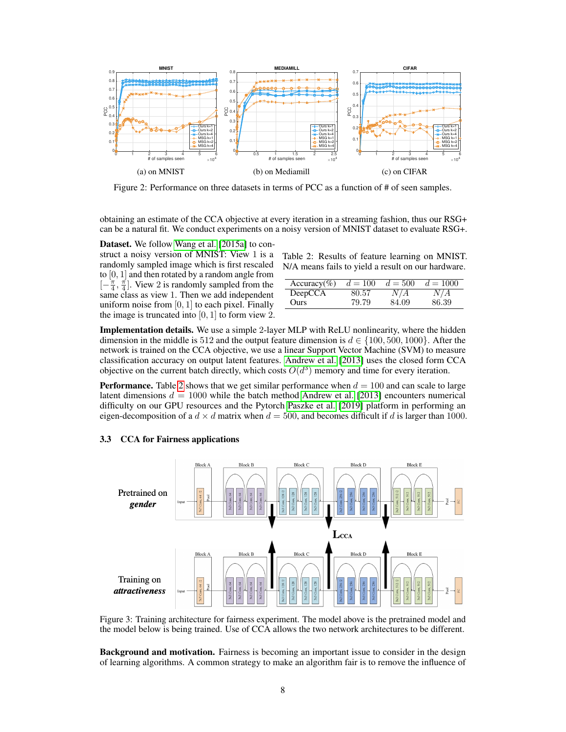(a) on MNIST (b) on Mediamill (c) on CIFAR

Figure 2: Performance on three datasets in terms of PCC as a function of # of seen samples.

obtaining an estimate of the CCA objective at every iteration in a streaming fashion, thus our RSG+ can be a natural fit. We conduct experiments on a noisy version of MNIST dataset to evaluate RSG+.

**Dataset.** We follow Wang et al. [2015a] to construct a noisy version of MNIST: View 1 is a randomly sampled image which is first rescaled to $[0, 1]$ and then rotated by a random angle from $[-\frac{\pi}{4}, \frac{\pi}{4}]$. View 2 is randomly sampled from the same class as view 1. Then we add independent uniform noise from $[0, 1]$ to each pixel. Finally the image is truncated into $[0, 1]$ to form view 2.

Table 2: Results of feature learning on MNIST. N/A means fails to yield a result on our hardware.

| Accuracy(%) | $d = 100$ | $d = 500$ | $d = 1000$ |
|---|---|---|---|
| DeepCCA | 80.57 | $N/A$ | $N/A$ |
| Ours | 79.79 | 84.09 | 86.39 |

**Implementation details.** We use a simple 2-layer MLP with ReLU nonlinearity, where the hidden dimension in the middle is 512 and the output feature dimension is $d \in \{100, 500, 1000\}$. After the network is trained on the CCA objective, we use a linear Support Vector Machine (SVM) to measure classification accuracy on output latent features. Andrew et al. [2013] uses the closed form CCA objective on the current batch directly, which costs $O(d^3)$ memory and time for every iteration.

**Performance.** Table 2 shows that we get similar performance when $d = 100$ and can scale to large latent dimensions $d = 1000$ while the batch method Andrew et al. [2013] encounters numerical difficulty on our GPU resources and the Pytorch Paszke et al. [2019] platform in performing an eigen-decomposition of a $d \times d$ matrix when $d = 500$, and becomes difficult if $d$ is larger than 1000.

### 3.3 CCA for Fairness applications

Figure 3: Training architecture for fairness experiment. The model above is the pretrained model and the model below is being trained. Use of CCA allows the two network architectures to be different.

**Background and motivation.** Fairness is becoming an important issue to consider in the design of learning algorithms. A common strategy to make an algorithm fair is to remove the influence of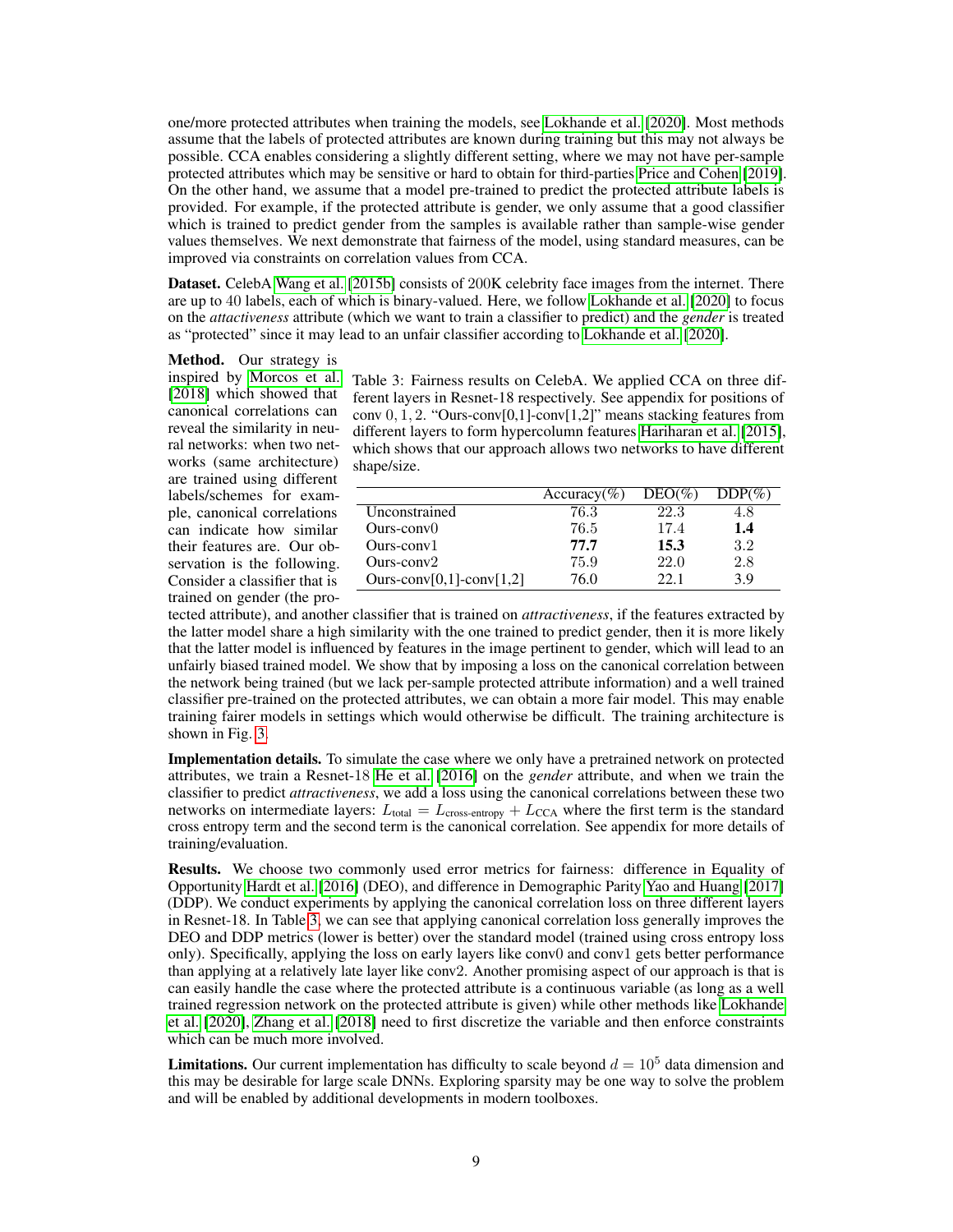one/more protected attributes when training the models, see Lokhande et al. [2020]. Most methods assume that the labels of protected attributes are known during training but this may not always be possible. CCA enables considering a slightly different setting, where we may not have per-sample protected attributes which may be sensitive or hard to obtain for third-parties Price and Cohen [2019]. On the other hand, we assume that a model pre-trained to predict the protected attribute labels is provided. For example, if the protected attribute is gender, we only assume that a good classifier which is trained to predict gender from the samples is available rather than sample-wise gender values themselves. We next demonstrate that fairness of the model, using standard measures, can be improved via constraints on correlation values from CCA.

**Dataset.** CelebA Wang et al. [2015b] consists of 200K celebrity face images from the internet. There are up to 40 labels, each of which is binary-valued. Here, we follow Lokhande et al. [2020] to focus on the *attactiveness* attribute (which we want to train a classifier to predict) and the *gender* is treated as "protected" since it may lead to an unfair classifier according to Lokhande et al. [2020].

**Method.** Our strategy is inspired by Morcos et al. [2018] which showed that canonical correlations can reveal the similarity in neural networks: when two networks (same architecture) are trained using different labels/schemes for example, canonical correlations can indicate how similar their features are. Our observation is the following. Consider a classifier that is trained on gender (the protected attribute), and another classifier that is trained on *attractiveness*, if the features extracted by the latter model share a high similarity with the one trained to predict gender, then it is more likely that the latter model is influenced by features in the image pertinent to gender, which will lead to an unfairly biased trained model. We show that by imposing a loss on the canonical correlation between the network being trained (but we lack per-sample protected attribute information) and a well trained classifier pre-trained on the protected attributes, we can obtain a more fair model. This may enable training fairer models in settings which would otherwise be difficult. The training architecture is shown in Fig. 3.

Table 3: Fairness results on CelebA. We applied CCA on three different layers in Resnet-18 respectively. See appendix for positions of conv $0, 1, 2$. "Ours-conv[0,1]-conv[1,2]" means stacking features from different layers to form hypercolumn features Hariharan et al. [2015], which shows that our approach allows two networks to have different shape/size.

| | Accuracy(%) | DEO(%) | DDP(%) |
|---|---|---|---|
| Unconstrained | 76.3 | 22.3 | 4.8 |
| Ours-conv0 | 76.5 | 17.4 | **1.4** |
| Ours-conv1 | **77.7** | **15.3** | 3.2 |
| Ours-conv2 | 75.9 | 22.0 | 2.8 |
| Ours-conv[0,1]-conv[1,2] | 76.0 | 22.1 | 3.9 |

**Implementation details.** To simulate the case where we only have a pretrained network on protected attributes, we train a Resnet-18 He et al. [2016] on the *gender* attribute, and when we train the classifier to predict *attractiveness*, we add a loss using the canonical correlations between these two networks on intermediate layers: $L_{\text{total}} = L_{\text{cross-entropy}} + L_{\text{CCA}}$ where the first term is the standard cross entropy term and the second term is the canonical correlation. See appendix for more details of training/evaluation.

**Results.** We choose two commonly used error metrics for fairness: difference in Equality of Opportunity Hardt et al. [2016] (DEO), and difference in Demographic Parity Yao and Huang [2017] (DDP). We conduct experiments by applying the canonical correlation loss on three different layers in Resnet-18. In Table 3, we can see that applying canonical correlation loss generally improves the DEO and DDP metrics (lower is better) over the standard model (trained using cross entropy loss only). Specifically, applying the loss on early layers like conv0 and conv1 gets better performance than applying at a relatively late layer like conv2. Another promising aspect of our approach is that is can easily handle the case where the protected attribute is a continuous variable (as long as a well trained regression network on the protected attribute is given) while other methods like Lokhande et al. [2020], Zhang et al. [2018] need to first discretize the variable and then enforce constraints which can be much more involved.

**Limitations.** Our current implementation has difficulty to scale beyond $d = 10^5$ data dimension and this may be desirable for large scale DNNs. Exploring sparsity may be one way to solve the problem and will be enabled by additional developments in modern toolboxes.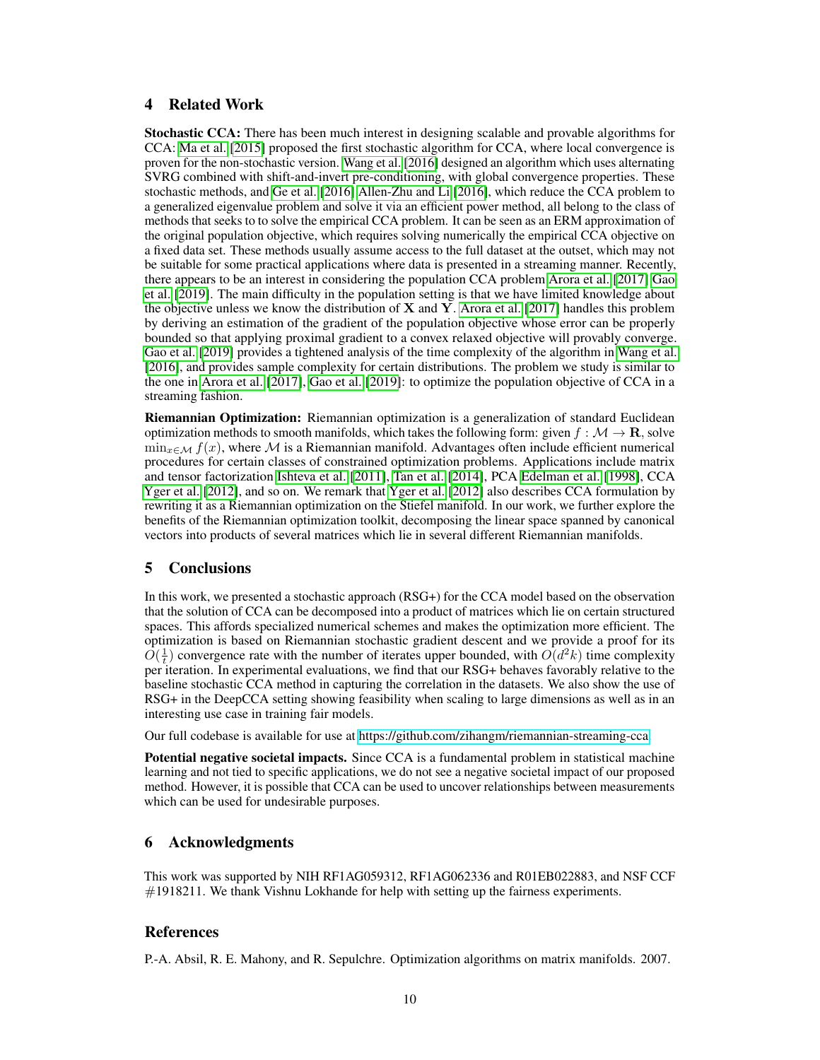## 4 Related Work

**Stochastic CCA:** There has been much interest in designing scalable and provable algorithms for CCA: Ma et al. [2015] proposed the first stochastic algorithm for CCA, where local convergence is proven for the non-stochastic version. Wang et al. [2016] designed an algorithm which uses alternating SVRG combined with shift-and-invert pre-conditioning, with global convergence properties. These stochastic methods, and Ge et al. [2016] Allen-Zhu and Li [2016], which reduce the CCA problem to a generalized eigenvalue problem and solve it via an efficient power method, all belong to the class of methods that seeks to to solve the empirical CCA problem. It can be seen as an ERM approximation of the original population objective, which requires solving numerically the empirical CCA objective on a fixed data set. These methods usually assume access to the full dataset at the outset, which may not be suitable for some practical applications where data is presented in a streaming manner. Recently, there appears to be an interest in considering the population CCA problem Arora et al. [2017] Gao et al. [2019]. The main difficulty in the population setting is that we have limited knowledge about the objective unless we know the distribution of $\mathbf{X}$ and $\mathbf{Y}$. Arora et al. [2017] handles this problem by deriving an estimation of the gradient of the population objective whose error can be properly bounded so that applying proximal gradient to a convex relaxed objective will provably converge. Gao et al. [2019] provides a tightened analysis of the time complexity of the algorithm in Wang et al. [2016], and provides sample complexity for certain distributions. The problem we study is similar to the one in Arora et al. [2017], Gao et al. [2019]: to optimize the population objective of CCA in a streaming fashion.

**Riemannian Optimization:** Riemannian optimization is a generalization of standard Euclidean optimization methods to smooth manifolds, which takes the following form: given $f : \mathcal{M} \to \mathbf{R}$, solve $\min_{x \in \mathcal{M}} f(x)$, where $\mathcal{M}$ is a Riemannian manifold. Advantages often include efficient numerical procedures for certain classes of constrained optimization problems. Applications include matrix and tensor factorization Ishteva et al. [2011], Tan et al. [2014], PCA Edelman et al. [1998], CCA Yger et al. [2012], and so on. We remark that Yger et al. [2012] also describes CCA formulation by rewriting it as a Riemannian optimization on the Stiefel manifold. In our work, we further explore the benefits of the Riemannian optimization toolkit, decomposing the linear space spanned by canonical vectors into products of several matrices which lie in several different Riemannian manifolds.

## 5 Conclusions

In this work, we presented a stochastic approach (RSG+) for the CCA model based on the observation that the solution of CCA can be decomposed into a product of matrices which lie on certain structured spaces. This affords specialized numerical schemes and makes the optimization more efficient. The optimization is based on Riemannian stochastic gradient descent and we provide a proof for its $O(\frac{1}{t})$ convergence rate with the number of iterates upper bounded, with $O(d^2k)$ time complexity per iteration. In experimental evaluations, we find that our RSG+ behaves favorably relative to the baseline stochastic CCA method in capturing the correlation in the datasets. We also show the use of RSG+ in the DeepCCA setting showing feasibility when scaling to large dimensions as well as in an interesting use case in training fair models.

Our full codebase is available for use at https://github.com/zihangm/riemannian-streaming-cca

**Potential negative societal impacts.** Since CCA is a fundamental problem in statistical machine learning and not tied to specific applications, we do not see a negative societal impact of our proposed method. However, it is possible that CCA can be used to uncover relationships between measurements which can be used for undesirable purposes.

## 6 Acknowledgments

This work was supported by NIH RF1AG059312, RF1AG062336 and R01EB022883, and NSF CCF #1918211. We thank Vishnu Lokhande for help with setting up the fairness experiments.

## References

P.-A. Absil, R. E. Mahony, and R. Sepulchre. Optimization algorithms on matrix manifolds. 2007.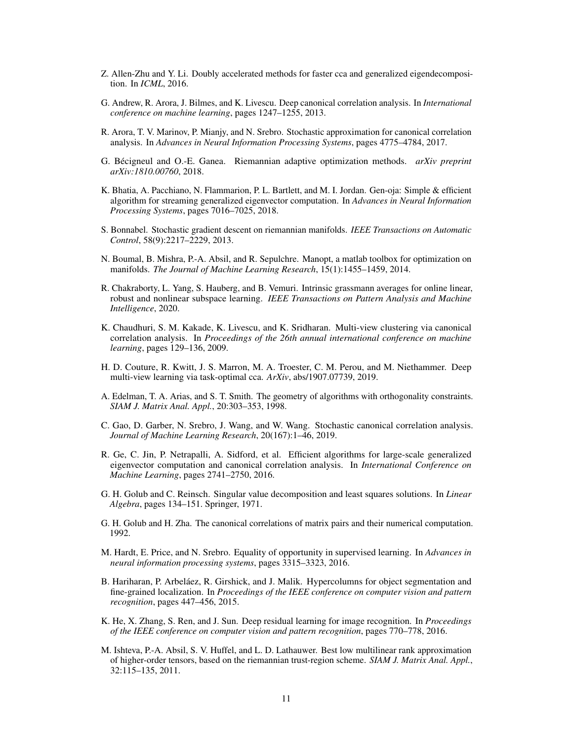Z. Allen-Zhu and Y. Li. Doubly accelerated methods for faster cca and generalized eigendecomposition. In *ICML*, 2016.

G. Andrew, R. Arora, J. Bilmes, and K. Livescu. Deep canonical correlation analysis. In *International conference on machine learning*, pages 1247–1255, 2013.

R. Arora, T. V. Marinov, P. Mianjy, and N. Srebro. Stochastic approximation for canonical correlation analysis. In *Advances in Neural Information Processing Systems*, pages 4775–4784, 2017.

G. Bécigneul and O.-E. Ganea. Riemannian adaptive optimization methods. *arXiv preprint arXiv:1810.00760*, 2018.

K. Bhatia, A. Pacchiano, N. Flammarion, P. L. Bartlett, and M. I. Jordan. Gen-oja: Simple & efficient algorithm for streaming generalized eigenvector computation. In *Advances in Neural Information Processing Systems*, pages 7016–7025, 2018.

S. Bonnabel. Stochastic gradient descent on riemannian manifolds. *IEEE Transactions on Automatic Control*, 58(9):2217–2229, 2013.

N. Boumal, B. Mishra, P.-A. Absil, and R. Sepulchre. Manopt, a matlab toolbox for optimization on manifolds. *The Journal of Machine Learning Research*, 15(1):1455–1459, 2014.

R. Chakraborty, L. Yang, S. Hauberg, and B. Vemuri. Intrinsic grassmann averages for online linear, robust and nonlinear subspace learning. *IEEE Transactions on Pattern Analysis and Machine Intelligence*, 2020.

K. Chaudhuri, S. M. Kakade, K. Livescu, and K. Sridharan. Multi-view clustering via canonical correlation analysis. In *Proceedings of the 26th annual international conference on machine learning*, pages 129–136, 2009.

H. D. Couture, R. Kwitt, J. S. Marron, M. A. Troester, C. M. Perou, and M. Niethammer. Deep multi-view learning via task-optimal cca. *ArXiv*, abs/1907.07739, 2019.

A. Edelman, T. A. Arias, and S. T. Smith. The geometry of algorithms with orthogonality constraints. *SIAM J. Matrix Anal. Appl.*, 20:303–353, 1998.

C. Gao, D. Garber, N. Srebro, J. Wang, and W. Wang. Stochastic canonical correlation analysis. *Journal of Machine Learning Research*, 20(167):1–46, 2019.

R. Ge, C. Jin, P. Netrapalli, A. Sidford, et al. Efficient algorithms for large-scale generalized eigenvector computation and canonical correlation analysis. In *International Conference on Machine Learning*, pages 2741–2750, 2016.

G. H. Golub and C. Reinsch. Singular value decomposition and least squares solutions. In *Linear Algebra*, pages 134–151. Springer, 1971.

G. H. Golub and H. Zha. The canonical correlations of matrix pairs and their numerical computation. 1992.

M. Hardt, E. Price, and N. Srebro. Equality of opportunity in supervised learning. In *Advances in neural information processing systems*, pages 3315–3323, 2016.

B. Hariharan, P. Arbeláez, R. Girshick, and J. Malik. Hypercolumns for object segmentation and fine-grained localization. In *Proceedings of the IEEE conference on computer vision and pattern recognition*, pages 447–456, 2015.

K. He, X. Zhang, S. Ren, and J. Sun. Deep residual learning for image recognition. In *Proceedings of the IEEE conference on computer vision and pattern recognition*, pages 770–778, 2016.

M. Ishteva, P.-A. Absil, S. V. Huffel, and L. D. Lathauwer. Best low multilinear rank approximation of higher-order tensors, based on the riemannian trust-region scheme. *SIAM J. Matrix Anal. Appl.*, 32:115–135, 2011.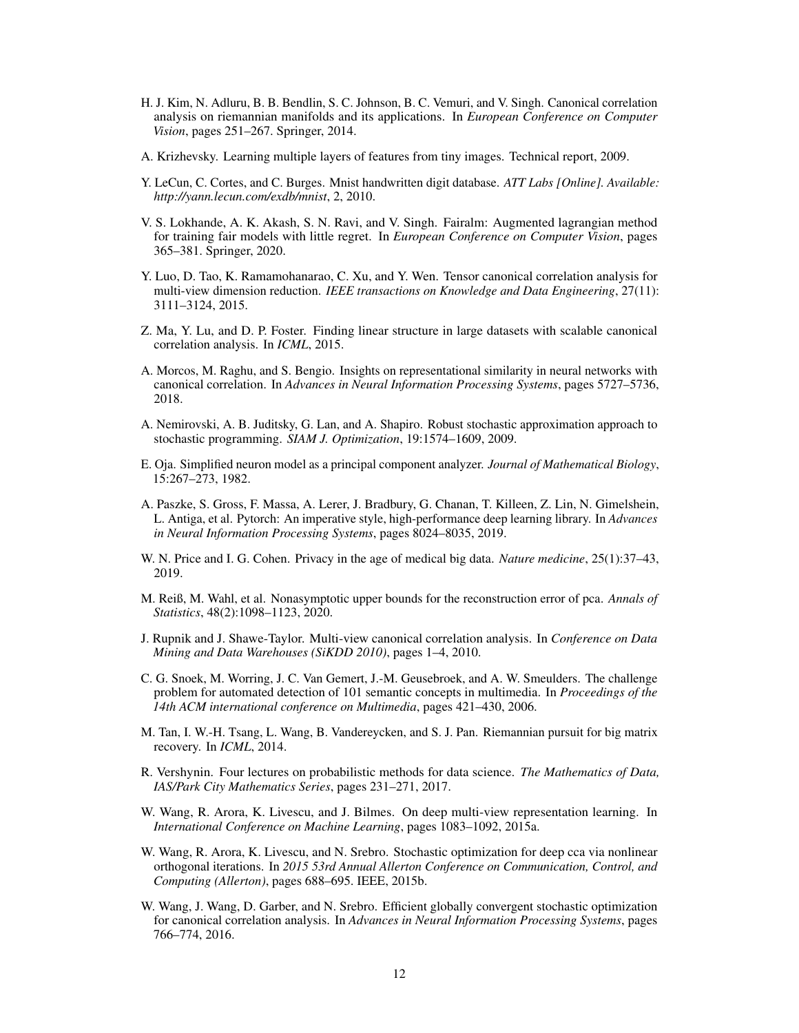H. J. Kim, N. Adluru, B. B. Bendlin, S. C. Johnson, B. C. Vemuri, and V. Singh. Canonical correlation analysis on riemannian manifolds and its applications. In *European Conference on Computer Vision*, pages 251–267. Springer, 2014.

A. Krizhevsky. Learning multiple layers of features from tiny images. Technical report, 2009.

Y. LeCun, C. Cortes, and C. Burges. Mnist handwritten digit database. *ATT Labs [Online]. Available: http://yann.lecun.com/exdb/mnist*, 2, 2010.

V. S. Lokhande, A. K. Akash, S. N. Ravi, and V. Singh. Fairalm: Augmented lagrangian method for training fair models with little regret. In *European Conference on Computer Vision*, pages 365–381. Springer, 2020.

Y. Luo, D. Tao, K. Ramamohanarao, C. Xu, and Y. Wen. Tensor canonical correlation analysis for multi-view dimension reduction. *IEEE transactions on Knowledge and Data Engineering*, 27(11): 3111–3124, 2015.

Z. Ma, Y. Lu, and D. P. Foster. Finding linear structure in large datasets with scalable canonical correlation analysis. In *ICML*, 2015.

A. Morcos, M. Raghu, and S. Bengio. Insights on representational similarity in neural networks with canonical correlation. In *Advances in Neural Information Processing Systems*, pages 5727–5736, 2018.

A. Nemirovski, A. B. Juditsky, G. Lan, and A. Shapiro. Robust stochastic approximation approach to stochastic programming. *SIAM J. Optimization*, 19:1574–1609, 2009.

E. Oja. Simplified neuron model as a principal component analyzer. *Journal of Mathematical Biology*, 15:267–273, 1982.

A. Paszke, S. Gross, F. Massa, A. Lerer, J. Bradbury, G. Chanan, T. Killeen, Z. Lin, N. Gimelshein, L. Antiga, et al. Pytorch: An imperative style, high-performance deep learning library. In *Advances in Neural Information Processing Systems*, pages 8024–8035, 2019.

W. N. Price and I. G. Cohen. Privacy in the age of medical big data. *Nature medicine*, 25(1):37–43, 2019.

M. Reiß, M. Wahl, et al. Nonasymptotic upper bounds for the reconstruction error of pca. *Annals of Statistics*, 48(2):1098–1123, 2020.

J. Rupnik and J. Shawe-Taylor. Multi-view canonical correlation analysis. In *Conference on Data Mining and Data Warehouses (SiKDD 2010)*, pages 1–4, 2010.

C. G. Snoek, M. Worring, J. C. Van Gemert, J.-M. Geusebroek, and A. W. Smeulders. The challenge problem for automated detection of 101 semantic concepts in multimedia. In *Proceedings of the 14th ACM international conference on Multimedia*, pages 421–430, 2006.

M. Tan, I. W.-H. Tsang, L. Wang, B. Vandereycken, and S. J. Pan. Riemannian pursuit for big matrix recovery. In *ICML*, 2014.

R. Vershynin. Four lectures on probabilistic methods for data science. *The Mathematics of Data, IAS/Park City Mathematics Series*, pages 231–271, 2017.

W. Wang, R. Arora, K. Livescu, and J. Bilmes. On deep multi-view representation learning. In *International Conference on Machine Learning*, pages 1083–1092, 2015a.

W. Wang, R. Arora, K. Livescu, and N. Srebro. Stochastic optimization for deep cca via nonlinear orthogonal iterations. In *2015 53rd Annual Allerton Conference on Communication, Control, and Computing (Allerton)*, pages 688–695. IEEE, 2015b.

W. Wang, J. Wang, D. Garber, and N. Srebro. Efficient globally convergent stochastic optimization for canonical correlation analysis. In *Advances in Neural Information Processing Systems*, pages 766–774, 2016.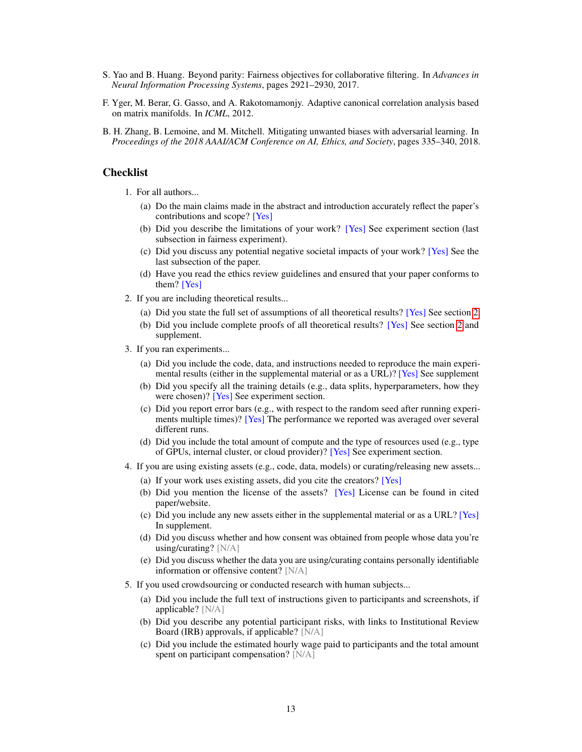S. Yao and B. Huang. Beyond parity: Fairness objectives for collaborative filtering. In *Advances in Neural Information Processing Systems*, pages 2921–2930, 2017.

F. Yger, M. Berar, G. Gasso, and A. Rakotomamonjy. Adaptive canonical correlation analysis based on matrix manifolds. In *ICML*, 2012.

B. H. Zhang, B. Lemoine, and M. Mitchell. Mitigating unwanted biases with adversarial learning. In *Proceedings of the 2018 AAAI/ACM Conference on AI, Ethics, and Society*, pages 335–340, 2018.

## Checklist

1. For all authors...
   (a) Do the main claims made in the abstract and introduction accurately reflect the paper's contributions and scope? [Yes]
   (b) Did you describe the limitations of your work? [Yes] See experiment section (last subsection in fairness experiment).
   (c) Did you discuss any potential negative societal impacts of your work? [Yes] See the last subsection of the paper.
   (d) Have you read the ethics review guidelines and ensured that your paper conforms to them? [Yes]
2. If you are including theoretical results...
   (a) Did you state the full set of assumptions of all theoretical results? [Yes] See section 2
   (b) Did you include complete proofs of all theoretical results? [Yes] See section 2 and supplement.
3. If you ran experiments...
   (a) Did you include the code, data, and instructions needed to reproduce the main experimental results (either in the supplemental material or as a URL)? [Yes] See supplement
   (b) Did you specify all the training details (e.g., data splits, hyperparameters, how they were chosen)? [Yes] See experiment section.
   (c) Did you report error bars (e.g., with respect to the random seed after running experiments multiple times)? [Yes] The performance we reported was averaged over several different runs.
   (d) Did you include the total amount of compute and the type of resources used (e.g., type of GPUs, internal cluster, or cloud provider)? [Yes] See experiment section.
4. If you are using existing assets (e.g., code, data, models) or curating/releasing new assets...
   (a) If your work uses existing assets, did you cite the creators? [Yes]
   (b) Did you mention the license of the assets? [Yes] License can be found in cited paper/website.
   (c) Did you include any new assets either in the supplemental material or as a URL? [Yes] In supplement.
   (d) Did you discuss whether and how consent was obtained from people whose data you're using/curating? [N/A]
   (e) Did you discuss whether the data you are using/curating contains personally identifiable information or offensive content? [N/A]
5. If you used crowdsourcing or conducted research with human subjects...
   (a) Did you include the full text of instructions given to participants and screenshots, if applicable? [N/A]
   (b) Did you describe any potential participant risks, with links to Institutional Review Board (IRB) approvals, if applicable? [N/A]
   (c) Did you include the estimated hourly wage paid to participants and the total amount spent on participant compensation? [N/A]